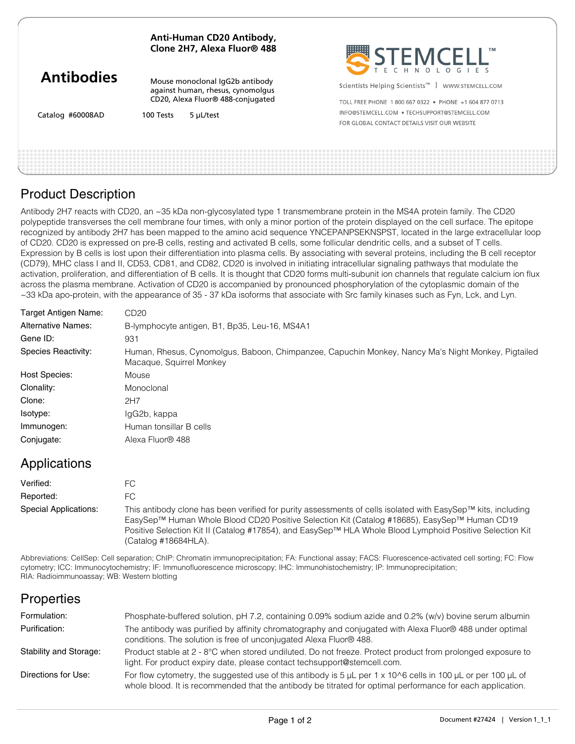# Anti-Human CD20 Antibody, Clone 2H7, Alexa Fluor® 488

**Antibodies**

Mouse monoclonal IgG2b antibody against human, rhesus, cynomolgus CD20, Alexa Fluor® 488-conjugated

Catalog #60008AD    100 Tests    5 μL/test

STEMCELL™ TECHNOLOGIES

Scientists Helping Scientists™ | WWW.STEMCELL.COM

TOLL FREE PHONE 1 800 667 0322 • PHONE +1 604 877 0713
INFO@STEMCELL.COM • TECHSUPPORT@STEMCELL.COM
FOR GLOBAL CONTACT DETAILS VISIT OUR WEBSITE

## Product Description

Antibody 2H7 reacts with CD20, an ~35 kDa non-glycosylated type 1 transmembrane protein in the MS4A protein family. The CD20 polypeptide transverses the cell membrane four times, with only a minor portion of the protein displayed on the cell surface. The epitope recognized by antibody 2H7 has been mapped to the amino acid sequence YNCEPANPSEKNSPST, located in the large extracellular loop of CD20. CD20 is expressed on pre-B cells, resting and activated B cells, some follicular dendritic cells, and a subset of T cells. Expression by B cells is lost upon their differentiation into plasma cells. By associating with several proteins, including the B cell receptor (CD79), MHC class I and II, CD53, CD81, and CD82, CD20 is involved in initiating intracellular signaling pathways that modulate the activation, proliferation, and differentiation of B cells. It is thought that CD20 forms multi-subunit ion channels that regulate calcium ion flux across the plasma membrane. Activation of CD20 is accompanied by pronounced phosphorylation of the cytoplasmic domain of the ~33 kDa apo-protein, with the appearance of 35 - 37 kDa isoforms that associate with Src family kinases such as Fyn, Lck, and Lyn.

| | |
|---|---|
| Target Antigen Name: | CD20 |
| Alternative Names: | B-lymphocyte antigen, B1, Bp35, Leu-16, MS4A1 |
| Gene ID: | 931 |
| Species Reactivity: | Human, Rhesus, Cynomolgus, Baboon, Chimpanzee, Capuchin Monkey, Nancy Ma's Night Monkey, Pigtailed Macaque, Squirrel Monkey |
| Host Species: | Mouse |
| Clonality: | Monoclonal |
| Clone: | 2H7 |
| Isotype: | IgG2b, kappa |
| Immunogen: | Human tonsillar B cells |
| Conjugate: | Alexa Fluor® 488 |

## Applications

| | |
|---|---|
| Verified: | FC |
| Reported: | FC |
| Special Applications: | This antibody clone has been verified for purity assessments of cells isolated with EasySep™ kits, including EasySep™ Human Whole Blood CD20 Positive Selection Kit (Catalog #18685), EasySep™ Human CD19 Positive Selection Kit II (Catalog #17854), and EasySep™ HLA Whole Blood Lymphoid Positive Selection Kit (Catalog #18684HLA). |

Abbreviations: CellSep: Cell separation; ChIP: Chromatin immunoprecipitation; FA: Functional assay; FACS: Fluorescence-activated cell sorting; FC: Flow cytometry; ICC: Immunocytochemistry; IF: Immunofluorescence microscopy; IHC: Immunohistochemistry; IP: Immunoprecipitation; RIA: Radioimmunoassay; WB: Western blotting

## Properties

| | |
|---|---|
| Formulation: | Phosphate-buffered solution, pH 7.2, containing 0.09% sodium azide and 0.2% (w/v) bovine serum albumin |
| Purification: | The antibody was purified by affinity chromatography and conjugated with Alexa Fluor® 488 under optimal conditions. The solution is free of unconjugated Alexa Fluor® 488. |
| Stability and Storage: | Product stable at 2 - 8°C when stored undiluted. Do not freeze. Protect product from prolonged exposure to light. For product expiry date, please contact techsupport@stemcell.com. |
| Directions for Use: | For flow cytometry, the suggested use of this antibody is 5 μL per 1 x 10^6 cells in 100 μL or per 100 μL of whole blood. It is recommended that the antibody be titrated for optimal performance for each application. |

Document #27424 | Version 1_1_1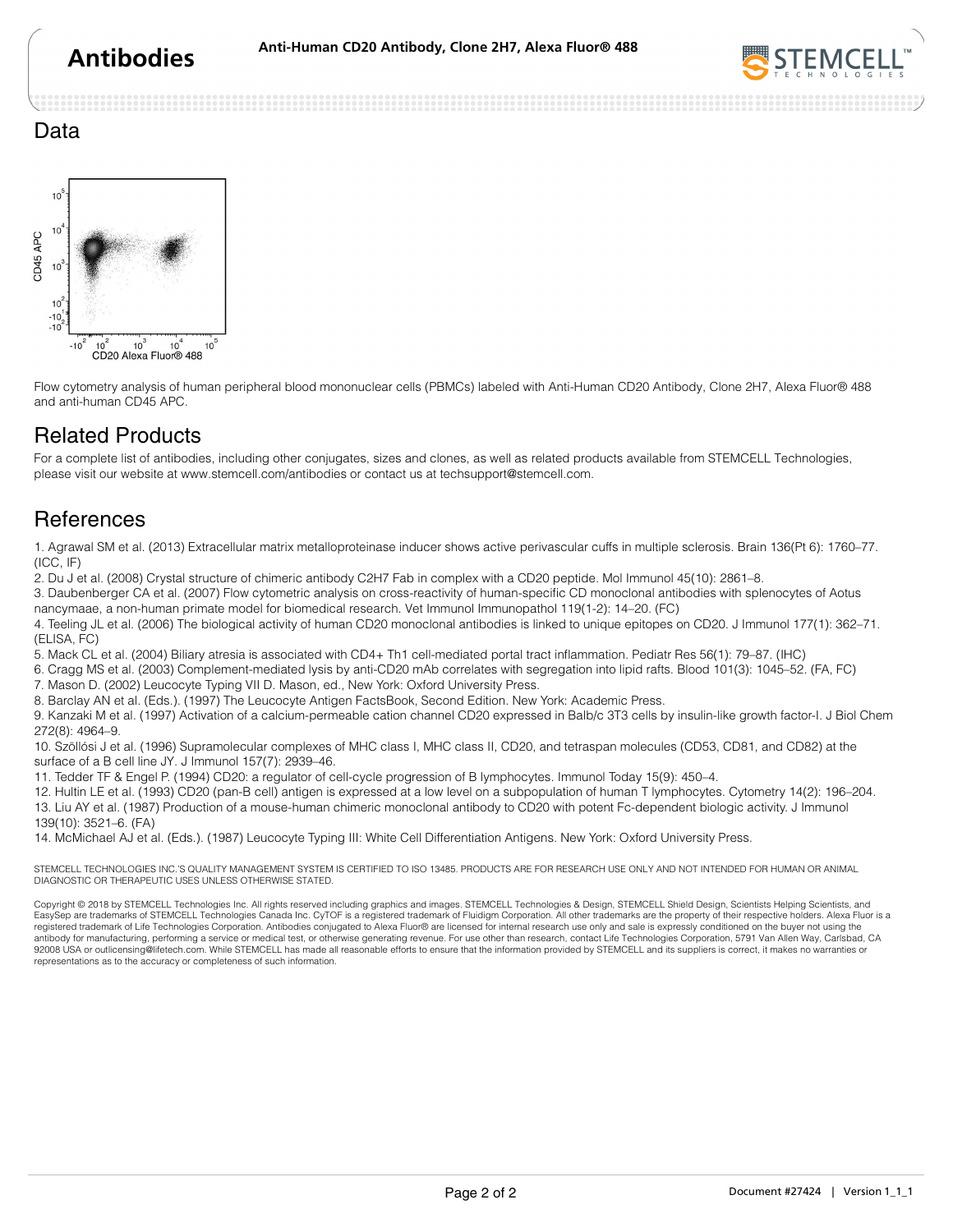## Data

CD45 APC

$10^5$

$10^4$

$10^3$

$10^2$

$-10^2$

$-10^2$ $10^2$ $10^3$ $10^4$ $10^5$

CD20 Alexa Fluor® 488

Flow cytometry analysis of human peripheral blood mononuclear cells (PBMCs) labeled with Anti-Human CD20 Antibody, Clone 2H7, Alexa Fluor® 488 and anti-human CD45 APC.

## Related Products

For a complete list of antibodies, including other conjugates, sizes and clones, as well as related products available from STEMCELL Technologies, please visit our website at www.stemcell.com/antibodies or contact us at techsupport@stemcell.com.

## References

1. Agrawal SM et al. (2013) Extracellular matrix metalloproteinase inducer shows active perivascular cuffs in multiple sclerosis. Brain 136(Pt 6): 1760–77. (ICC, IF)
2. Du J et al. (2008) Crystal structure of chimeric antibody C2H7 Fab in complex with a CD20 peptide. Mol Immunol 45(10): 2861–8.
3. Daubenberger CA et al. (2007) Flow cytometric analysis on cross-reactivity of human-specific CD monoclonal antibodies with splenocytes of Aotus nancymaae, a non-human primate model for biomedical research. Vet Immunol Immunopathol 119(1-2): 14–20. (FC)
4. Teeling JL et al. (2006) The biological activity of human CD20 monoclonal antibodies is linked to unique epitopes on CD20. J Immunol 177(1): 362–71. (ELISA, FC)
5. Mack CL et al. (2004) Biliary atresia is associated with CD4+ Th1 cell-mediated portal tract inflammation. Pediatr Res 56(1): 79–87. (IHC)
6. Cragg MS et al. (2003) Complement-mediated lysis by anti-CD20 mAb correlates with segregation into lipid rafts. Blood 101(3): 1045–52. (FA, FC)
7. Mason D. (2002) Leucocyte Typing VII D. Mason, ed., New York: Oxford University Press.
8. Barclay AN et al. (Eds.). (1997) The Leucocyte Antigen FactsBook, Second Edition. New York: Academic Press.
9. Kanzaki M et al. (1997) Activation of a calcium-permeable cation channel CD20 expressed in Balb/c 3T3 cells by insulin-like growth factor-I. J Biol Chem 272(8): 4964–9.
10. Szöllósi J et al. (1996) Supramolecular complexes of MHC class I, MHC class II, CD20, and tetraspan molecules (CD53, CD81, and CD82) at the surface of a B cell line JY. J Immunol 157(7): 2939–46.
11. Tedder TF & Engel P. (1994) CD20: a regulator of cell-cycle progression of B lymphocytes. Immunol Today 15(9): 450–4.
12. Hultin LE et al. (1993) CD20 (pan-B cell) antigen is expressed at a low level on a subpopulation of human T lymphocytes. Cytometry 14(2): 196–204.
13. Liu AY et al. (1987) Production of a mouse-human chimeric monoclonal antibody to CD20 with potent Fc-dependent biologic activity. J Immunol 139(10): 3521–6. (FA)
14. McMichael AJ et al. (Eds.). (1987) Leucocyte Typing III: White Cell Differentiation Antigens. New York: Oxford University Press.

STEMCELL TECHNOLOGIES INC.'S QUALITY MANAGEMENT SYSTEM IS CERTIFIED TO ISO 13485. PRODUCTS ARE FOR RESEARCH USE ONLY AND NOT INTENDED FOR HUMAN OR ANIMAL DIAGNOSTIC OR THERAPEUTIC USES UNLESS OTHERWISE STATED.

Copyright © 2018 by STEMCELL Technologies Inc. All rights reserved including graphics and images. STEMCELL Technologies & Design, STEMCELL Shield Design, Scientists Helping Scientists, and EasySep are trademarks of STEMCELL Technologies Canada Inc. CyTOF is a registered trademark of Fluidigm Corporation. All other trademarks are the property of their respective holders. Alexa Fluor is a registered trademark of Life Technologies Corporation. Antibodies conjugated to Alexa Fluor® are licensed for internal research use only and sale is expressly conditioned on the buyer not using the antibody for manufacturing, performing a service or medical test, or otherwise generating revenue. For use other than research, contact Life Technologies Corporation, 5791 Van Allen Way, Carlsbad, CA 92008 USA or outlicensing@lifetech.com. While STEMCELL has made all reasonable efforts to ensure that the information provided by STEMCELL and its suppliers is correct, it makes no warranties or representations as to the accuracy or completeness of such information.